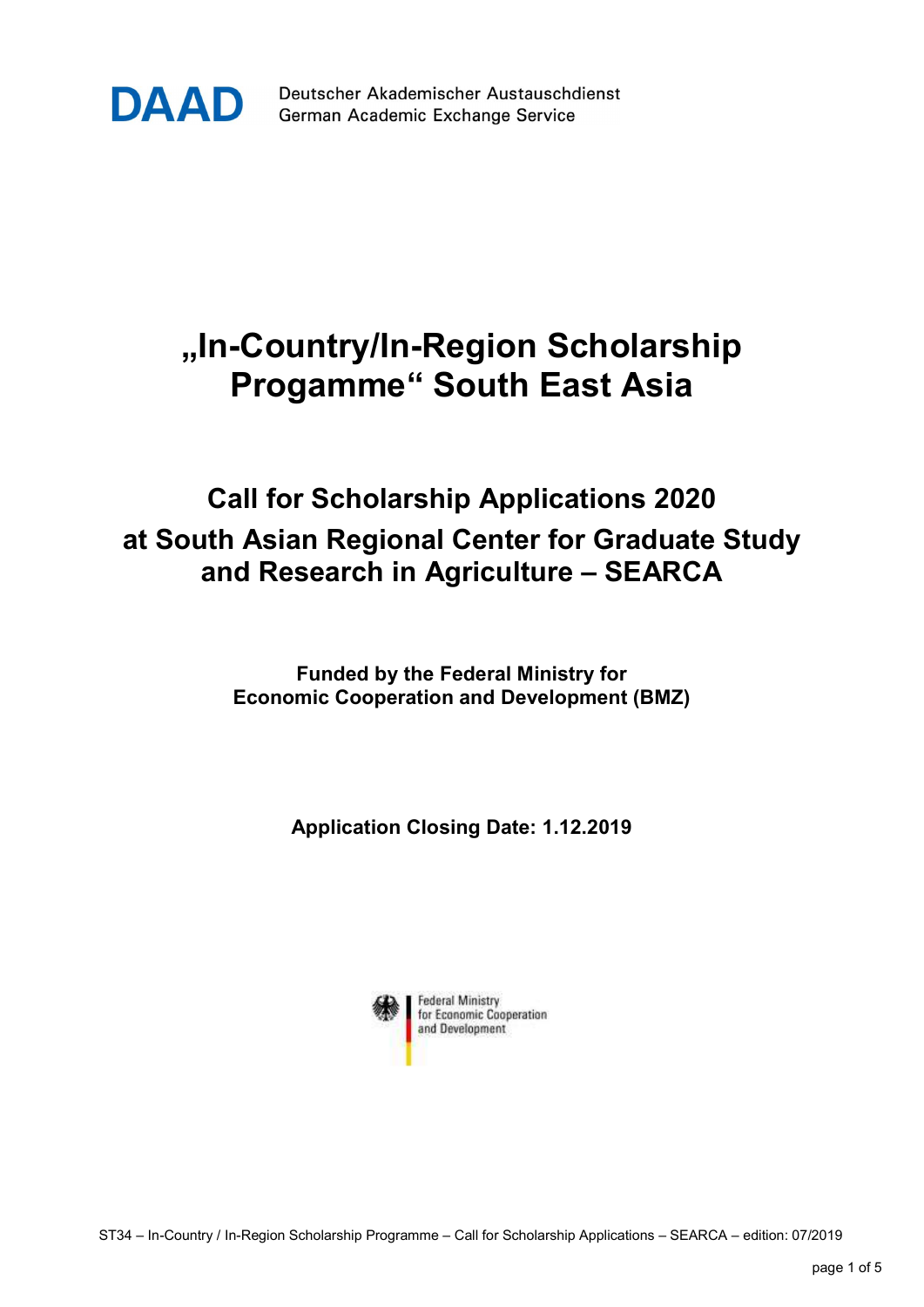DAAD Deutscher Akademischer Austauschdienst
German Academic Exchange Service

# „In-Country/In-Region Scholarship Progamme" South East Asia

## Call for Scholarship Applications 2020 at South Asian Regional Center for Graduate Study and Research in Agriculture – SEARCA

**Funded by the Federal Ministry for Economic Cooperation and Development (BMZ)**

**Application Closing Date: 1.12.2019**

Federal Ministry for Economic Cooperation and Development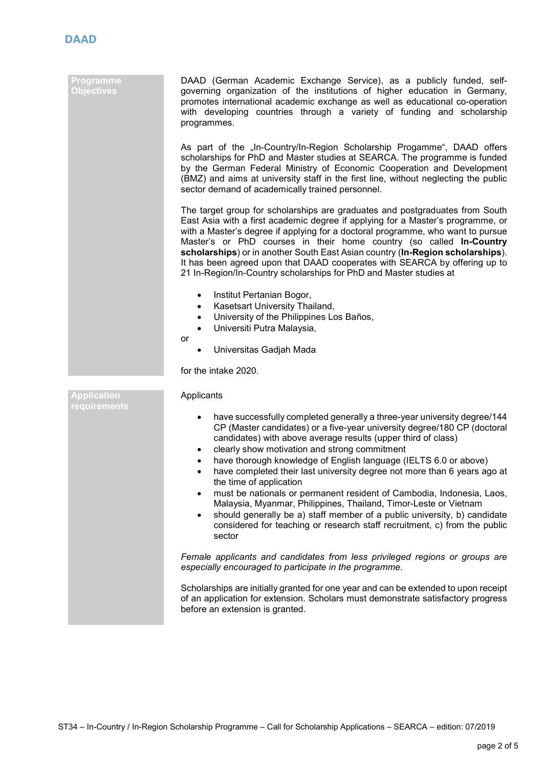## Programme Objectives

DAAD (German Academic Exchange Service), as a publicly funded, self-governing organization of the institutions of higher education in Germany, promotes international academic exchange as well as educational co-operation with developing countries through a variety of funding and scholarship programmes.

As part of the „In-Country/In-Region Scholarship Progamme", DAAD offers scholarships for PhD and Master studies at SEARCA. The programme is funded by the German Federal Ministry of Economic Cooperation and Development (BMZ) and aims at university staff in the first line, without neglecting the public sector demand of academically trained personnel.

The target group for scholarships are graduates and postgraduates from South East Asia with a first academic degree if applying for a Master's programme, or with a Master's degree if applying for a doctoral programme, who want to pursue Master's or PhD courses in their home country (so called **In-Country scholarships**) or in another South East Asian country (**In-Region scholarships**). It has been agreed upon that DAAD cooperates with SEARCA by offering up to 21 In-Region/In-Country scholarships for PhD and Master studies at

- Institut Pertanian Bogor,
- Kasetsart University Thailand,
- University of the Philippines Los Baños,
- Universiti Putra Malaysia,

or

- Universitas Gadjah Mada

for the intake 2020.

## Application requirements

Applicants

- have successfully completed generally a three-year university degree/144 CP (Master candidates) or a five-year university degree/180 CP (doctoral candidates) with above average results (upper third of class)
- clearly show motivation and strong commitment
- have thorough knowledge of English language (IELTS 6.0 or above)
- have completed their last university degree not more than 6 years ago at the time of application
- must be nationals or permanent resident of Cambodia, Indonesia, Laos, Malaysia, Myanmar, Philippines, Thailand, Timor-Leste or Vietnam
- should generally be a) staff member of a public university, b) candidate considered for teaching or research staff recruitment, c) from the public sector

*Female applicants and candidates from less privileged regions or groups are especially encouraged to participate in the programme.*

Scholarships are initially granted for one year and can be extended to upon receipt of an application for extension. Scholars must demonstrate satisfactory progress before an extension is granted.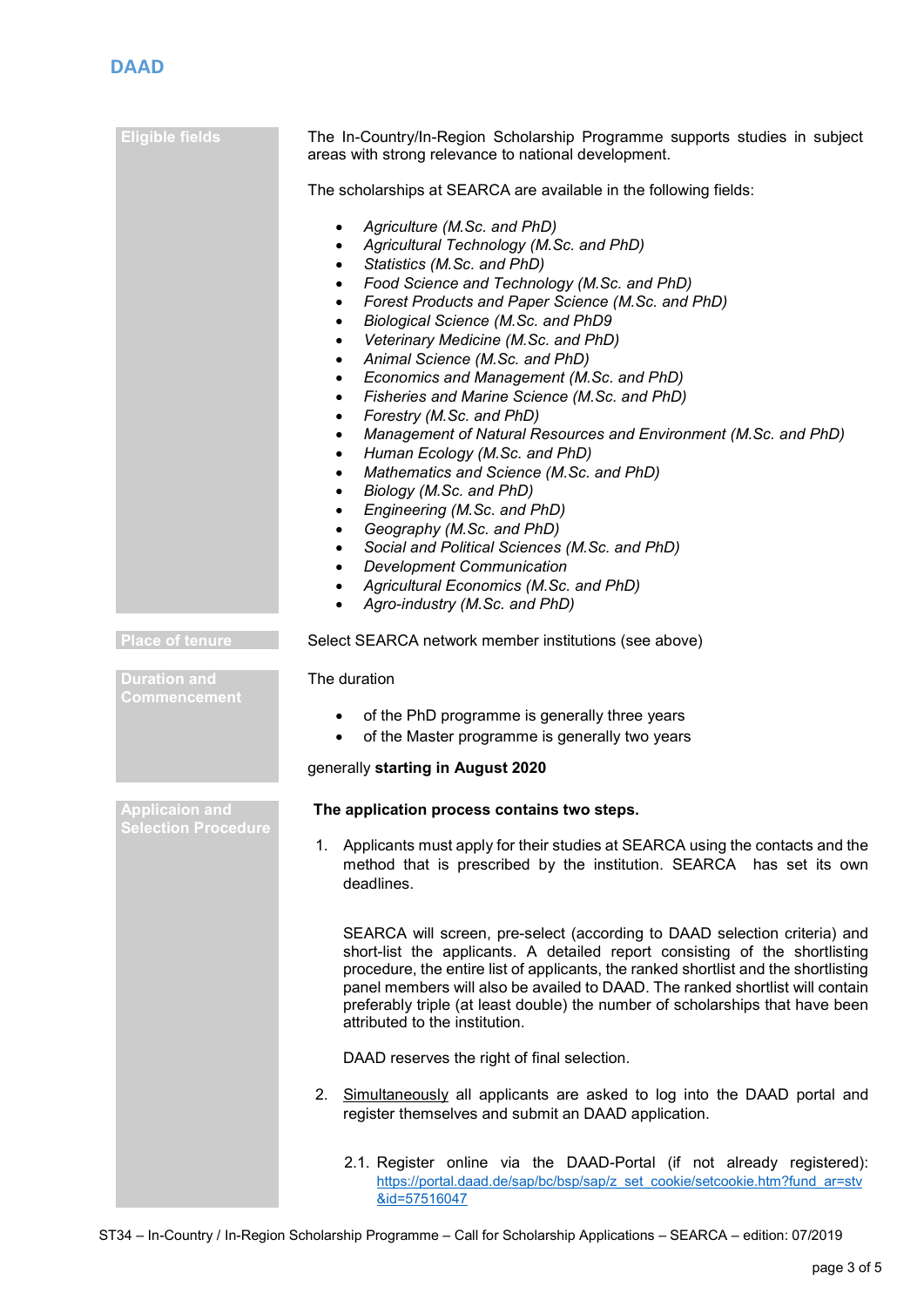**Eligible fields**

The In-Country/In-Region Scholarship Programme supports studies in subject areas with strong relevance to national development.

The scholarships at SEARCA are available in the following fields:

- *Agriculture (M.Sc. and PhD)*
- *Agricultural Technology (M.Sc. and PhD)*
- *Statistics (M.Sc. and PhD)*
- *Food Science and Technology (M.Sc. and PhD)*
- *Forest Products and Paper Science (M.Sc. and PhD)*
- *Biological Science (M.Sc. and PhD9*
- *Veterinary Medicine (M.Sc. and PhD)*
- *Animal Science (M.Sc. and PhD)*
- *Economics and Management (M.Sc. and PhD)*
- *Fisheries and Marine Science (M.Sc. and PhD)*
- *Forestry (M.Sc. and PhD)*
- *Management of Natural Resources and Environment (M.Sc. and PhD)*
- *Human Ecology (M.Sc. and PhD)*
- *Mathematics and Science (M.Sc. and PhD)*
- *Biology (M.Sc. and PhD)*
- *Engineering (M.Sc. and PhD)*
- *Geography (M.Sc. and PhD)*
- *Social and Political Sciences (M.Sc. and PhD)*
- *Development Communication*
- *Agricultural Economics (M.Sc. and PhD)*
- *Agro-industry (M.Sc. and PhD)*

**Place of tenure**

Select SEARCA network member institutions (see above)

**Duration and Commencement**

The duration

- of the PhD programme is generally three years
- of the Master programme is generally two years

generally **starting in August 2020**

**Applicaion and Selection Procedure**

**The application process contains two steps.**

1. Applicants must apply for their studies at SEARCA using the contacts and the method that is prescribed by the institution. SEARCA has set its own deadlines.

   SEARCA will screen, pre-select (according to DAAD selection criteria) and short-list the applicants. A detailed report consisting of the shortlisting procedure, the entire list of applicants, the ranked shortlist and the shortlisting panel members will also be availed to DAAD. The ranked shortlist will contain preferably triple (at least double) the number of scholarships that have been attributed to the institution.

   DAAD reserves the right of final selection.

2. Simultaneously all applicants are asked to log into the DAAD portal and register themselves and submit an DAAD application.

   2.1. Register online via the DAAD-Portal (if not already registered): https://portal.daad.de/sap/bc/bsp/sap/z_set_cookie/setcookie.htm?fund_ar=stv&id=57516047

ST34 – In-Country / In-Region Scholarship Programme – Call for Scholarship Applications – SEARCA – edition: 07/2019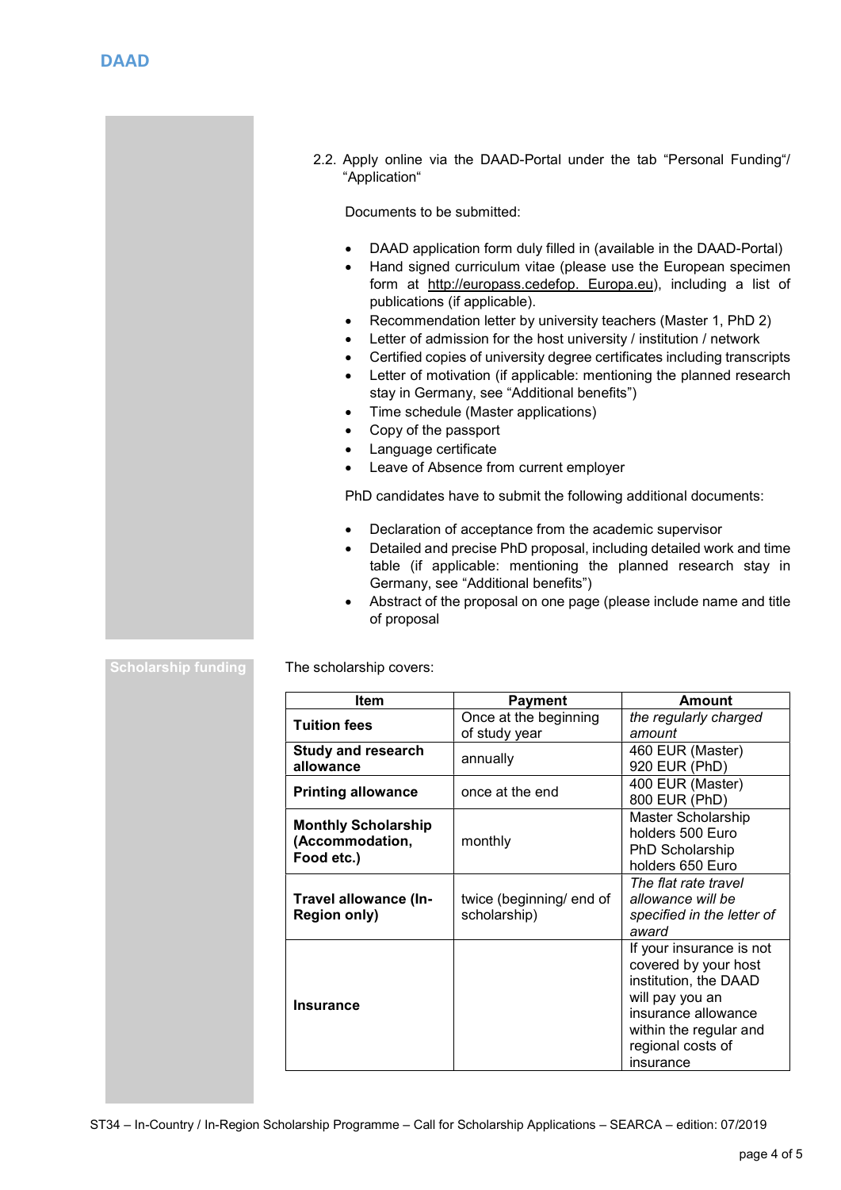2.2. Apply online via the DAAD-Portal under the tab "Personal Funding"/ "Application"

Documents to be submitted:

- DAAD application form duly filled in (available in the DAAD-Portal)
- Hand signed curriculum vitae (please use the European specimen form at http://europass.cedefop. Europa.eu), including a list of publications (if applicable).
- Recommendation letter by university teachers (Master 1, PhD 2)
- Letter of admission for the host university / institution / network
- Certified copies of university degree certificates including transcripts
- Letter of motivation (if applicable: mentioning the planned research stay in Germany, see "Additional benefits")
- Time schedule (Master applications)
- Copy of the passport
- Language certificate
- Leave of Absence from current employer

PhD candidates have to submit the following additional documents:

- Declaration of acceptance from the academic supervisor
- Detailed and precise PhD proposal, including detailed work and time table (if applicable: mentioning the planned research stay in Germany, see "Additional benefits")
- Abstract of the proposal on one page (please include name and title of proposal

## Scholarship funding

The scholarship covers:

| Item | Payment | Amount |
|---|---|---|
| **Tuition fees** | Once at the beginning of study year | *the regularly charged amount* |
| **Study and research allowance** | annually | 460 EUR (Master) 920 EUR (PhD) |
| **Printing allowance** | once at the end | 400 EUR (Master) 800 EUR (PhD) |
| **Monthly Scholarship (Accommodation, Food etc.)** | monthly | Master Scholarship holders 500 Euro PhD Scholarship holders 650 Euro |
| **Travel allowance (In-Region only)** | twice (beginning/ end of scholarship) | *The flat rate travel allowance will be specified in the letter of award* |
| **Insurance** | | If your insurance is not covered by your host institution, the DAAD will pay you an insurance allowance within the regular and regional costs of insurance |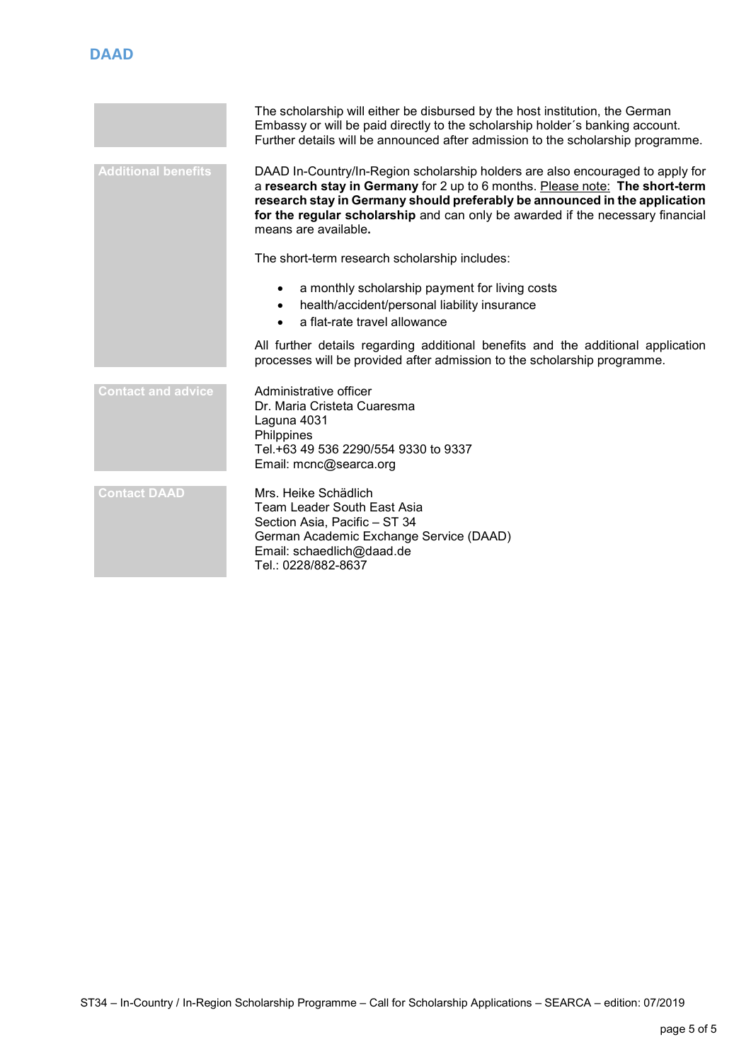The scholarship will either be disbursed by the host institution, the German Embassy or will be paid directly to the scholarship holder´s banking account. Further details will be announced after admission to the scholarship programme.

**Additional benefits**

DAAD In-Country/In-Region scholarship holders are also encouraged to apply for a **research stay in Germany** for 2 up to 6 months. Please note: **The short-term research stay in Germany should preferably be announced in the application for the regular scholarship** and can only be awarded if the necessary financial means are available**.**

The short-term research scholarship includes:

- a monthly scholarship payment for living costs
- health/accident/personal liability insurance
- a flat-rate travel allowance

All further details regarding additional benefits and the additional application processes will be provided after admission to the scholarship programme.

**Contact and advice**

Administrative officer
Dr. Maria Cristeta Cuaresma
Laguna 4031
Philppines
Tel.+63 49 536 2290/554 9330 to 9337
Email: mcnc@searca.org

**Contact DAAD**

Mrs. Heike Schädlich
Team Leader South East Asia
Section Asia, Pacific – ST 34
German Academic Exchange Service (DAAD)
Email: schaedlich@daad.de
Tel.: 0228/882-8637